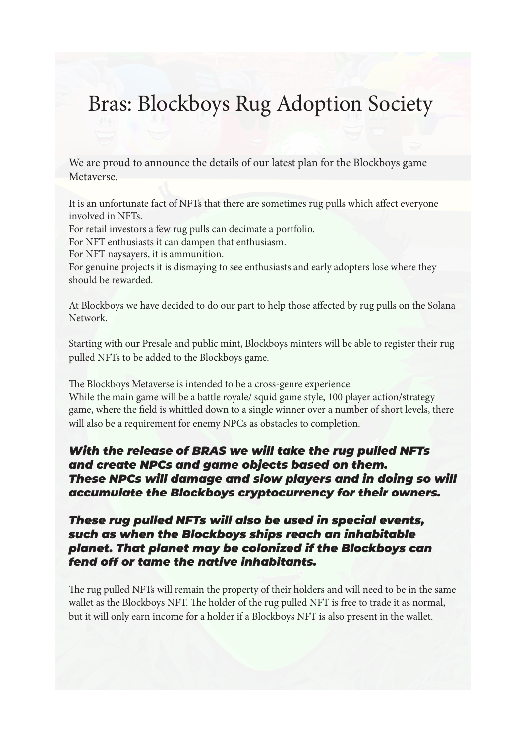# Bras: Blockboys Rug Adoption Society

We are proud to announce the details of our latest plan for the Blockboys game Metaverse.

It is an unfortunate fact of NFTs that there are sometimes rug pulls which affect everyone involved in NFTs.
For retail investors a few rug pulls can decimate a portfolio.
For NFT enthusiasts it can dampen that enthusiasm.
For NFT naysayers, it is ammunition.
For genuine projects it is dismaying to see enthusiasts and early adopters lose where they should be rewarded.

At Blockboys we have decided to do our part to help those affected by rug pulls on the Solana Network.

Starting with our Presale and public mint, Blockboys minters will be able to register their rug pulled NFTs to be added to the Blockboys game.

The Blockboys Metaverse is intended to be a cross-genre experience.
While the main game will be a battle royale/ squid game style, 100 player action/strategy game, where the field is whittled down to a single winner over a number of short levels, there will also be a requirement for enemy NPCs as obstacles to completion.

***With the release of BRAS we will take the rug pulled NFTs and create NPCs and game objects based on them. These NPCs will damage and slow players and in doing so will accumulate the Blockboys cryptocurrency for their owners.***

***These rug pulled NFTs will also be used in special events, such as when the Blockboys ships reach an inhabitable planet. That planet may be colonized if the Blockboys can fend off or tame the native inhabitants.***

The rug pulled NFTs will remain the property of their holders and will need to be in the same wallet as the Blockboys NFT. The holder of the rug pulled NFT is free to trade it as normal, but it will only earn income for a holder if a Blockboys NFT is also present in the wallet.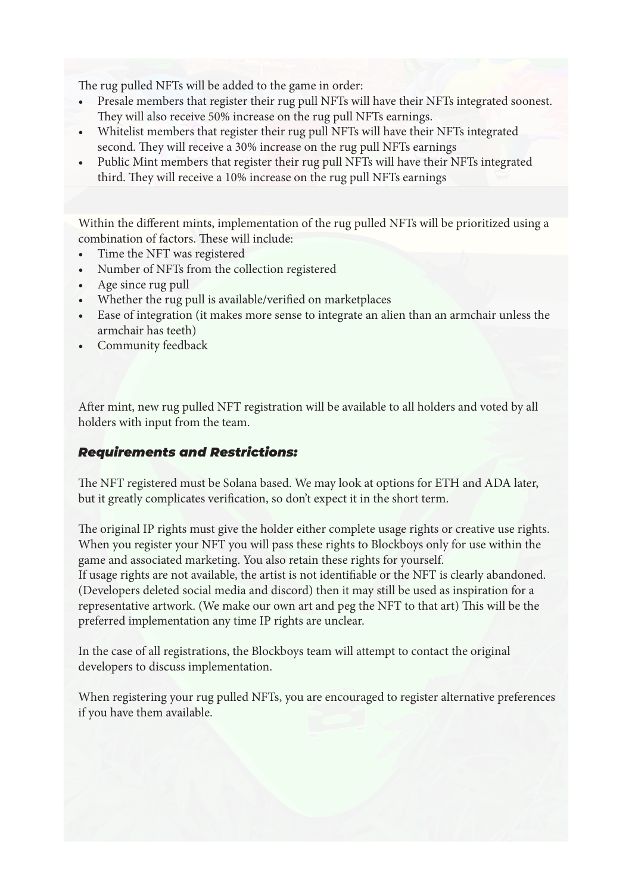The rug pulled NFTs will be added to the game in order:

- Presale members that register their rug pull NFTs will have their NFTs integrated soonest. They will also receive 50% increase on the rug pull NFTs earnings.
- Whitelist members that register their rug pull NFTs will have their NFTs integrated second. They will receive a 30% increase on the rug pull NFTs earnings
- Public Mint members that register their rug pull NFTs will have their NFTs integrated third. They will receive a 10% increase on the rug pull NFTs earnings

Within the different mints, implementation of the rug pulled NFTs will be prioritized using a combination of factors. These will include:

- Time the NFT was registered
- Number of NFTs from the collection registered
- Age since rug pull
- Whether the rug pull is available/verified on marketplaces
- Ease of integration (it makes more sense to integrate an alien than an armchair unless the armchair has teeth)
- Community feedback

After mint, new rug pulled NFT registration will be available to all holders and voted by all holders with input from the team.

### ***Requirements and Restrictions:***

The NFT registered must be Solana based. We may look at options for ETH and ADA later, but it greatly complicates verification, so don't expect it in the short term.

The original IP rights must give the holder either complete usage rights or creative use rights. When you register your NFT you will pass these rights to Blockboys only for use within the game and associated marketing. You also retain these rights for yourself.
If usage rights are not available, the artist is not identifiable or the NFT is clearly abandoned. (Developers deleted social media and discord) then it may still be used as inspiration for a representative artwork. (We make our own art and peg the NFT to that art) This will be the preferred implementation any time IP rights are unclear.

In the case of all registrations, the Blockboys team will attempt to contact the original developers to discuss implementation.

When registering your rug pulled NFTs, you are encouraged to register alternative preferences if you have them available.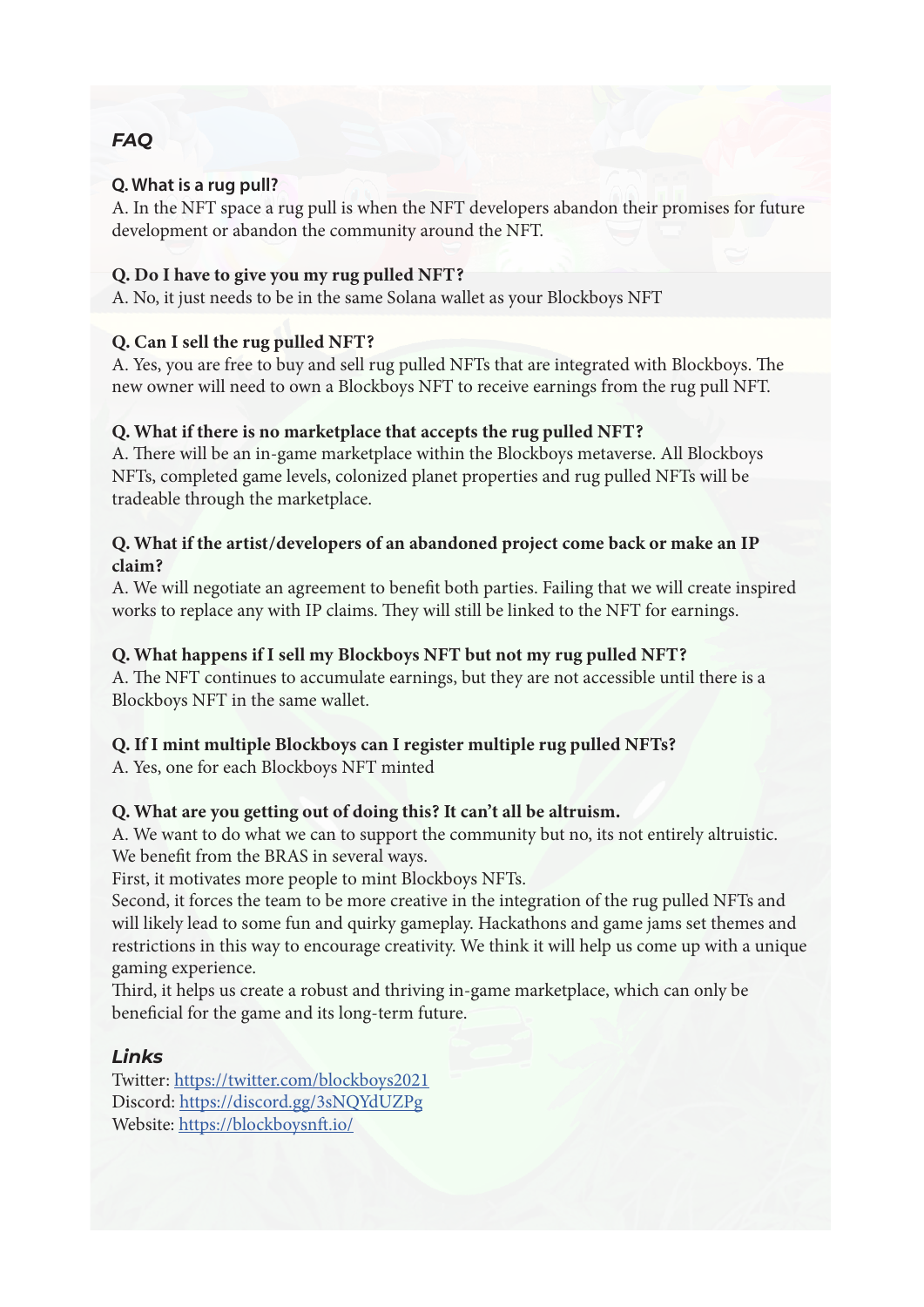## *FAQ*

**Q. What is a rug pull?**
A. In the NFT space a rug pull is when the NFT developers abandon their promises for future development or abandon the community around the NFT.

**Q. Do I have to give you my rug pulled NFT?**
A. No, it just needs to be in the same Solana wallet as your Blockboys NFT

**Q. Can I sell the rug pulled NFT?**
A. Yes, you are free to buy and sell rug pulled NFTs that are integrated with Blockboys. The new owner will need to own a Blockboys NFT to receive earnings from the rug pull NFT.

**Q. What if there is no marketplace that accepts the rug pulled NFT?**
A. There will be an in-game marketplace within the Blockboys metaverse. All Blockboys NFTs, completed game levels, colonized planet properties and rug pulled NFTs will be tradeable through the marketplace.

**Q. What if the artist/developers of an abandoned project come back or make an IP claim?**
A. We will negotiate an agreement to benefit both parties. Failing that we will create inspired works to replace any with IP claims. They will still be linked to the NFT for earnings.

**Q. What happens if I sell my Blockboys NFT but not my rug pulled NFT?**
A. The NFT continues to accumulate earnings, but they are not accessible until there is a Blockboys NFT in the same wallet.

**Q. If I mint multiple Blockboys can I register multiple rug pulled NFTs?**
A. Yes, one for each Blockboys NFT minted

**Q. What are you getting out of doing this? It can't all be altruism.**
A. We want to do what we can to support the community but no, its not entirely altruistic. We benefit from the BRAS in several ways.
First, it motivates more people to mint Blockboys NFTs.
Second, it forces the team to be more creative in the integration of the rug pulled NFTs and will likely lead to some fun and quirky gameplay. Hackathons and game jams set themes and restrictions in this way to encourage creativity. We think it will help us come up with a unique gaming experience.
Third, it helps us create a robust and thriving in-game marketplace, which can only be beneficial for the game and its long-term future.

## *Links*

Twitter: https://twitter.com/blockboys2021
Discord: https://discord.gg/3sNQYdUZPg
Website: https://blockboysnft.io/